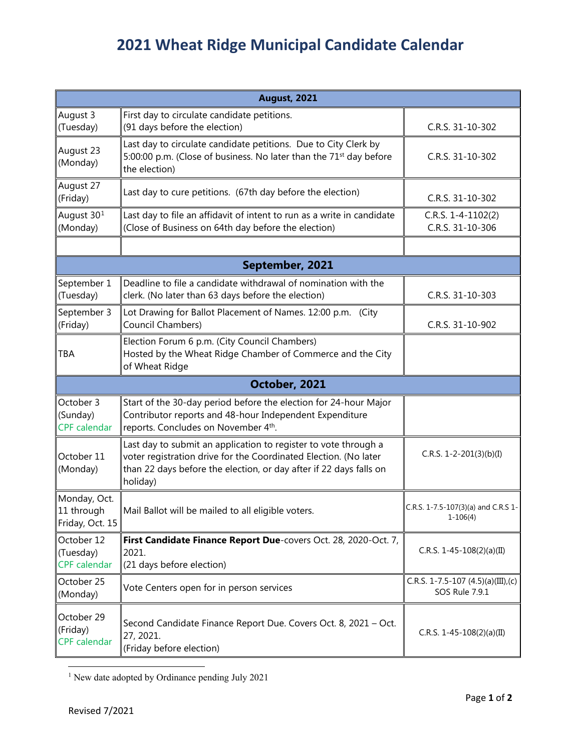# 2021 Wheat Ridge Municipal Candidate Calendar

| August, 2021 | | |
|---|---|---|
| August 3 (Tuesday) | First day to circulate candidate petitions. (91 days before the election) | C.R.S. 31-10-302 |
| August 23 (Monday) | Last day to circulate candidate petitions. Due to City Clerk by 5:00:00 p.m. (Close of business. No later than the 71st day before the election) | C.R.S. 31-10-302 |
| August 27 (Friday) | Last day to cure petitions. (67th day before the election) | C.R.S. 31-10-302 |
| August 30[1] (Monday) | Last day to file an affidavit of intent to run as a write in candidate (Close of Business on 64th day before the election) | C.R.S. 1-4-1102(2) C.R.S. 31-10-306 |
| | | |
| **September, 2021** | | |
| September 1 (Tuesday) | Deadline to file a candidate withdrawal of nomination with the clerk. (No later than 63 days before the election) | C.R.S. 31-10-303 |
| September 3 (Friday) | Lot Drawing for Ballot Placement of Names. 12:00 p.m. (City Council Chambers) | C.R.S. 31-10-902 |
| TBA | Election Forum 6 p.m. (City Council Chambers) Hosted by the Wheat Ridge Chamber of Commerce and the City of Wheat Ridge | |
| **October, 2021** | | |
| October 3 (Sunday) CPF calendar | Start of the 30-day period before the election for 24-hour Major Contributor reports and 48-hour Independent Expenditure reports. Concludes on November 4th. | |
| October 11 (Monday) | Last day to submit an application to register to vote through a voter registration drive for the Coordinated Election. (No later than 22 days before the election, or day after if 22 days falls on holiday) | C.R.S. 1-2-201(3)(b)(I) |
| Monday, Oct. 11 through Friday, Oct. 15 | Mail Ballot will be mailed to all eligible voters. | C.R.S. 1-7.5-107(3)(a) and C.R.S 1-1-106(4) |
| October 12 (Tuesday) CPF calendar | **First Candidate Finance Report Due**-covers Oct. 28, 2020-Oct. 7, 2021. (21 days before election) | C.R.S. 1-45-108(2)(a)(II) |
| October 25 (Monday) | Vote Centers open for in person services | C.R.S. 1-7.5-107 (4.5)(a)(III),(c) SOS Rule 7.9.1 |
| October 29 (Friday) CPF calendar | Second Candidate Finance Report Due. Covers Oct. 8, 2021 – Oct. 27, 2021. (Friday before election) | C.R.S. 1-45-108(2)(a)(II) |

[1] New date adopted by Ordinance pending July 2021

Revised 7/2021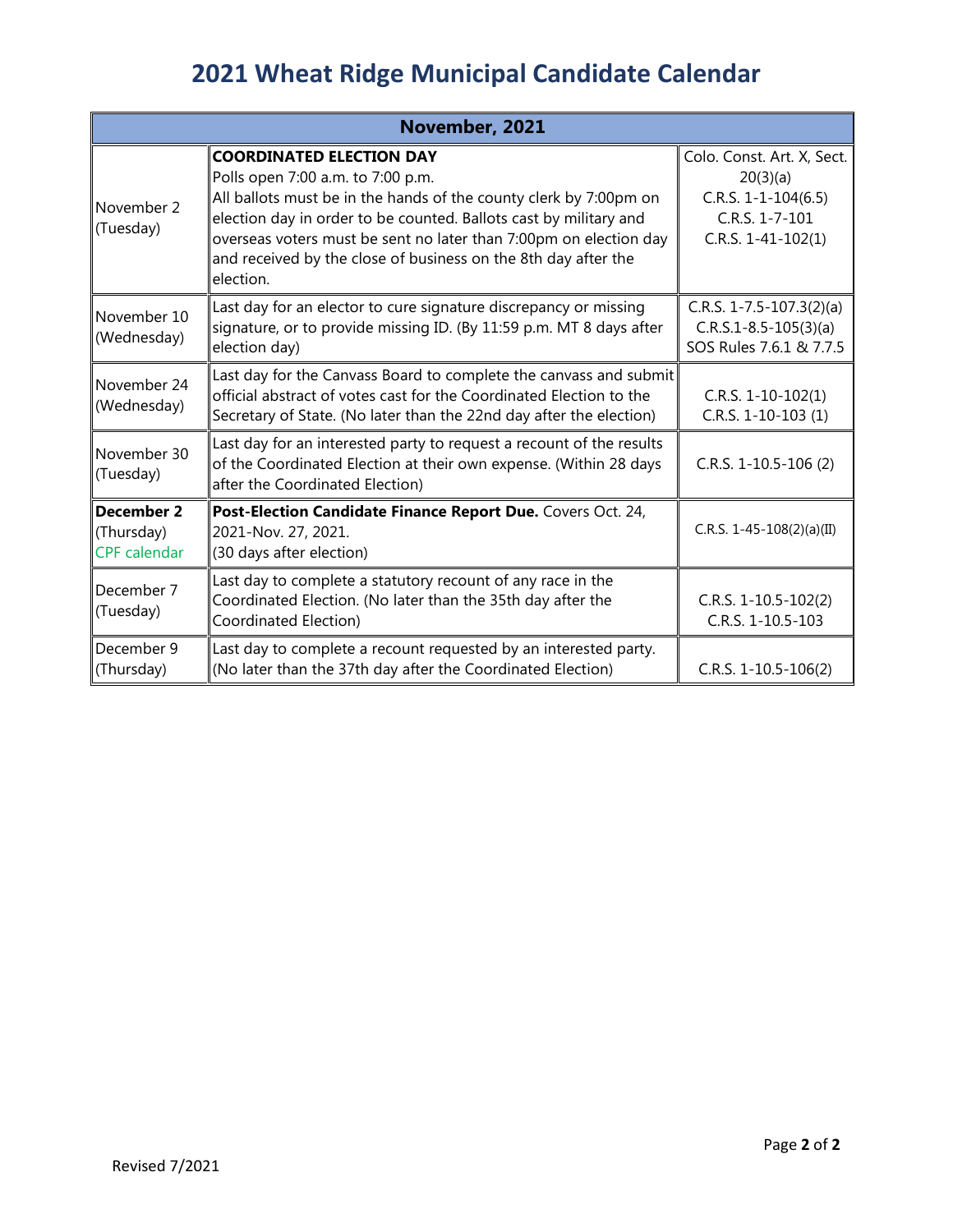# 2021 Wheat Ridge Municipal Candidate Calendar

| November, 2021 | | |
|---|---|---|
| November 2 (Tuesday) | **COORDINATED ELECTION DAY**<br>Polls open 7:00 a.m. to 7:00 p.m.<br>All ballots must be in the hands of the county clerk by 7:00pm on election day in order to be counted. Ballots cast by military and overseas voters must be sent no later than 7:00pm on election day and received by the close of business on the 8th day after the election. | Colo. Const. Art. X, Sect. 20(3)(a)<br>C.R.S. 1-1-104(6.5)<br>C.R.S. 1-7-101<br>C.R.S. 1-41-102(1) |
| November 10 (Wednesday) | Last day for an elector to cure signature discrepancy or missing signature, or to provide missing ID. (By 11:59 p.m. MT 8 days after election day) | C.R.S. 1-7.5-107.3(2)(a)<br>C.R.S.1-8.5-105(3)(a)<br>SOS Rules 7.6.1 & 7.7.5 |
| November 24 (Wednesday) | Last day for the Canvass Board to complete the canvass and submit official abstract of votes cast for the Coordinated Election to the Secretary of State. (No later than the 22nd day after the election) | C.R.S. 1-10-102(1)<br>C.R.S. 1-10-103 (1) |
| November 30 (Tuesday) | Last day for an interested party to request a recount of the results of the Coordinated Election at their own expense. (Within 28 days after the Coordinated Election) | C.R.S. 1-10.5-106 (2) |
| **December 2** (Thursday) CPF calendar | **Post-Election Candidate Finance Report Due.** Covers Oct. 24, 2021-Nov. 27, 2021.<br>(30 days after election) | C.R.S. 1-45-108(2)(a)(II) |
| December 7 (Tuesday) | Last day to complete a statutory recount of any race in the Coordinated Election. (No later than the 35th day after the Coordinated Election) | C.R.S. 1-10.5-102(2)<br>C.R.S. 1-10.5-103 |
| December 9 (Thursday) | Last day to complete a recount requested by an interested party. (No later than the 37th day after the Coordinated Election) | C.R.S. 1-10.5-106(2) |

Revised 7/2021